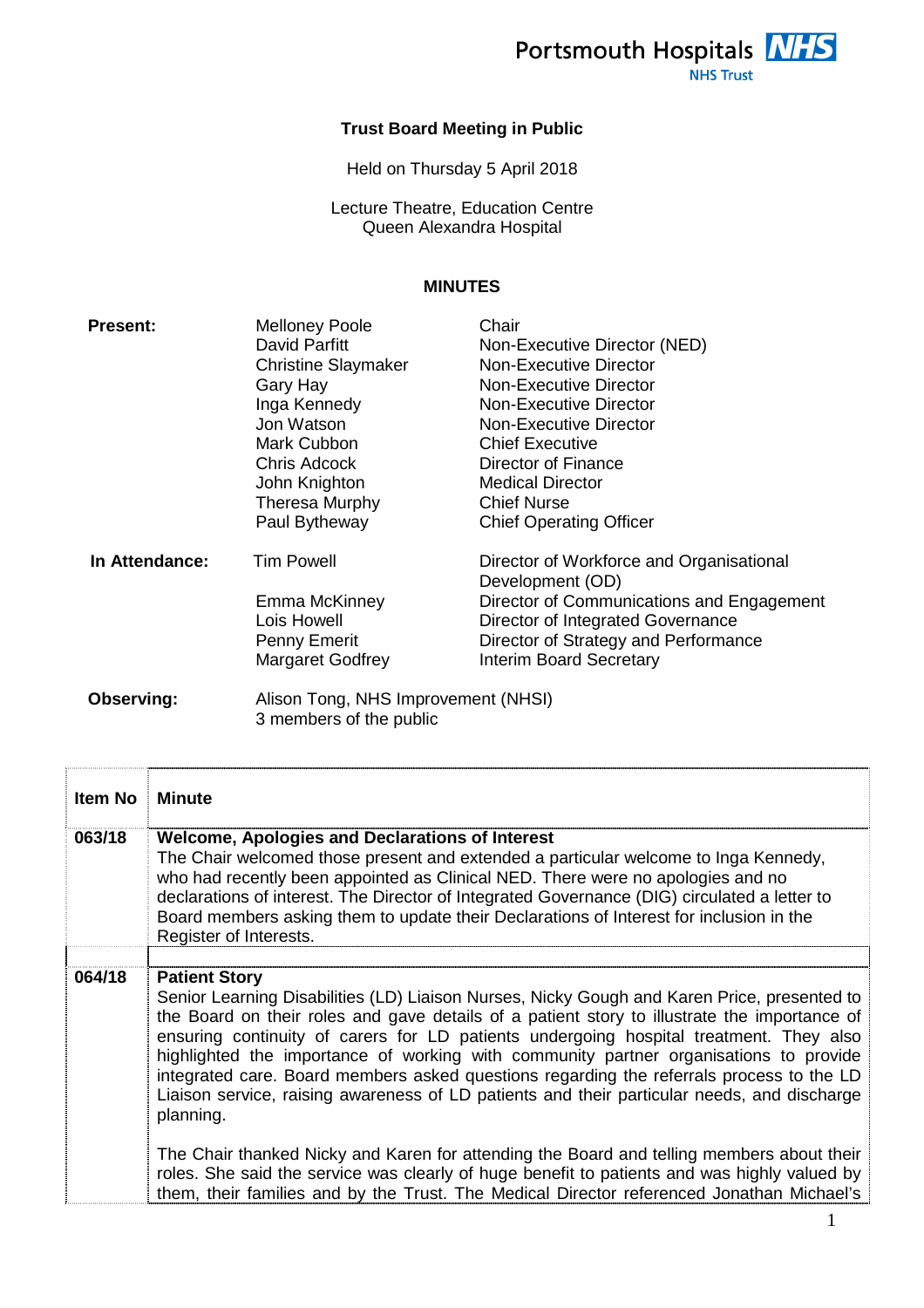Portsmouth Hospitals NHS Trust

# Trust Board Meeting in Public

Held on Thursday 5 April 2018

Lecture Theatre, Education Centre
Queen Alexandra Hospital

## MINUTES

| | | |
|---|---|---|
| **Present:** | Melloney Poole | Chair |
| | David Parfitt | Non-Executive Director (NED) |
| | Christine Slaymaker | Non-Executive Director |
| | Gary Hay | Non-Executive Director |
| | Inga Kennedy | Non-Executive Director |
| | Jon Watson | Non-Executive Director |
| | Mark Cubbon | Chief Executive |
| | Chris Adcock | Director of Finance |
| | John Knighton | Medical Director |
| | Theresa Murphy | Chief Nurse |
| | Paul Bytheway | Chief Operating Officer |
| **In Attendance:** | Tim Powell | Director of Workforce and Organisational Development (OD) |
| | Emma McKinney | Director of Communications and Engagement |
| | Lois Howell | Director of Integrated Governance |
| | Penny Emerit | Director of Strategy and Performance |
| | Margaret Godfrey | Interim Board Secretary |
| **Observing:** | Alison Tong, NHS Improvement (NHSI) | |
| | 3 members of the public | |

| Item No | Minute |
|---|---|
| 063/18 | **Welcome, Apologies and Declarations of Interest**<br>The Chair welcomed those present and extended a particular welcome to Inga Kennedy, who had recently been appointed as Clinical NED. There were no apologies and no declarations of interest. The Director of Integrated Governance (DIG) circulated a letter to Board members asking them to update their Declarations of Interest for inclusion in the Register of Interests. |
| 064/18 | **Patient Story**<br>Senior Learning Disabilities (LD) Liaison Nurses, Nicky Gough and Karen Price, presented to the Board on their roles and gave details of a patient story to illustrate the importance of ensuring continuity of carers for LD patients undergoing hospital treatment. They also highlighted the importance of working with community partner organisations to provide integrated care. Board members asked questions regarding the referrals process to the LD Liaison service, raising awareness of LD patients and their particular needs, and discharge planning.<br><br>The Chair thanked Nicky and Karen for attending the Board and telling members about their roles. She said the service was clearly of huge benefit to patients and was highly valued by them, their families and by the Trust. The Medical Director referenced Jonathan Michael's |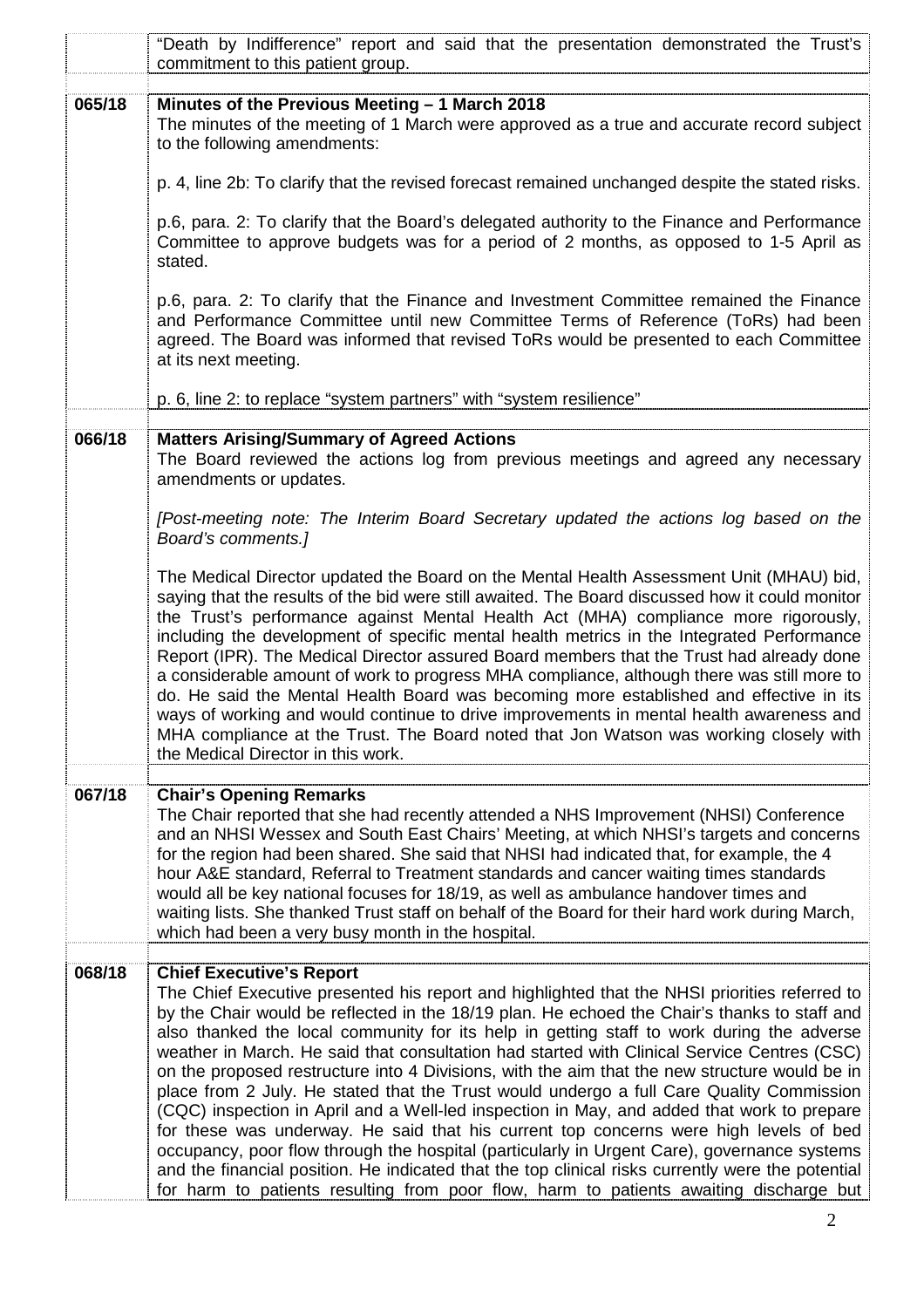| | |
|---|---|
| | "Death by Indifference" report and said that the presentation demonstrated the Trust's commitment to this patient group. |
| **065/18** | **Minutes of the Previous Meeting – 1 March 2018**<br>The minutes of the meeting of 1 March were approved as a true and accurate record subject to the following amendments:<br><br>p. 4, line 2b: To clarify that the revised forecast remained unchanged despite the stated risks.<br><br>p.6, para. 2: To clarify that the Board's delegated authority to the Finance and Performance Committee to approve budgets was for a period of 2 months, as opposed to 1-5 April as stated.<br><br>p.6, para. 2: To clarify that the Finance and Investment Committee remained the Finance and Performance Committee until new Committee Terms of Reference (ToRs) had been agreed. The Board was informed that revised ToRs would be presented to each Committee at its next meeting.<br><br>p. 6, line 2: to replace "system partners" with "system resilience" |
| **066/18** | **Matters Arising/Summary of Agreed Actions**<br>The Board reviewed the actions log from previous meetings and agreed any necessary amendments or updates.<br><br>*[Post-meeting note: The Interim Board Secretary updated the actions log based on the Board's comments.]*<br><br>The Medical Director updated the Board on the Mental Health Assessment Unit (MHAU) bid, saying that the results of the bid were still awaited. The Board discussed how it could monitor the Trust's performance against Mental Health Act (MHA) compliance more rigorously, including the development of specific mental health metrics in the Integrated Performance Report (IPR). The Medical Director assured Board members that the Trust had already done a considerable amount of work to progress MHA compliance, although there was still more to do. He said the Mental Health Board was becoming more established and effective in its ways of working and would continue to drive improvements in mental health awareness and MHA compliance at the Trust. The Board noted that Jon Watson was working closely with the Medical Director in this work. |
| **067/18** | **Chair's Opening Remarks**<br>The Chair reported that she had recently attended a NHS Improvement (NHSI) Conference and an NHSI Wessex and South East Chairs' Meeting, at which NHSI's targets and concerns for the region had been shared. She said that NHSI had indicated that, for example, the 4 hour A&E standard, Referral to Treatment standards and cancer waiting times standards would all be key national focuses for 18/19, as well as ambulance handover times and waiting lists. She thanked Trust staff on behalf of the Board for their hard work during March, which had been a very busy month in the hospital. |
| **068/18** | **Chief Executive's Report**<br>The Chief Executive presented his report and highlighted that the NHSI priorities referred to by the Chair would be reflected in the 18/19 plan. He echoed the Chair's thanks to staff and also thanked the local community for its help in getting staff to work during the adverse weather in March. He said that consultation had started with Clinical Service Centres (CSC) on the proposed restructure into 4 Divisions, with the aim that the new structure would be in place from 2 July. He stated that the Trust would undergo a full Care Quality Commission (CQC) inspection in April and a Well-led inspection in May, and added that work to prepare for these was underway. He said that his current top concerns were high levels of bed occupancy, poor flow through the hospital (particularly in Urgent Care), governance systems and the financial position. He indicated that the top clinical risks currently were the potential for harm to patients resulting from poor flow, harm to patients awaiting discharge but |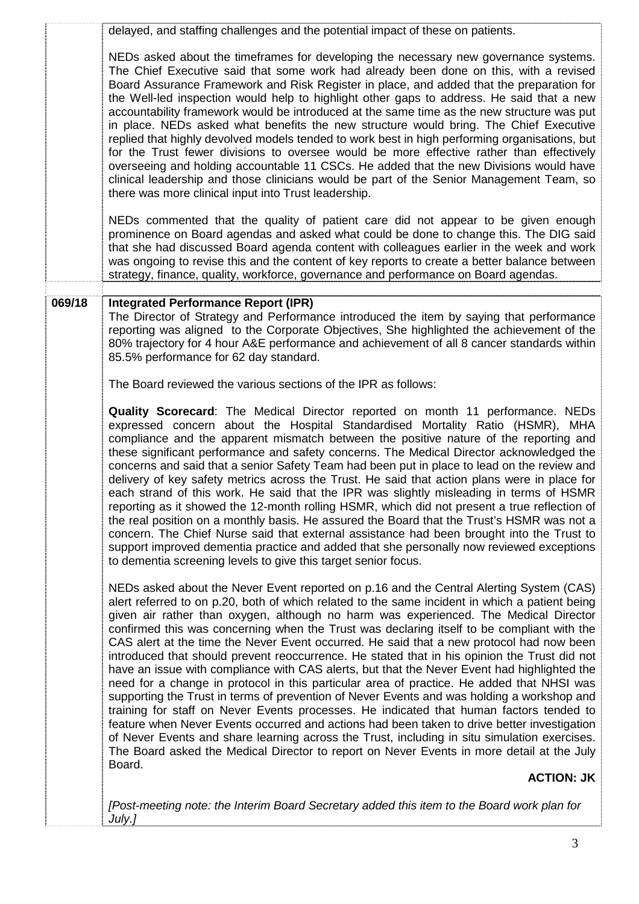delayed, and staffing challenges and the potential impact of these on patients.

NEDs asked about the timeframes for developing the necessary new governance systems. The Chief Executive said that some work had already been done on this, with a revised Board Assurance Framework and Risk Register in place, and added that the preparation for the Well-led inspection would help to highlight other gaps to address. He said that a new accountability framework would be introduced at the same time as the new structure was put in place. NEDs asked what benefits the new structure would bring. The Chief Executive replied that highly devolved models tended to work best in high performing organisations, but for the Trust fewer divisions to oversee would be more effective rather than effectively overseeing and holding accountable 11 CSCs. He added that the new Divisions would have clinical leadership and those clinicians would be part of the Senior Management Team, so there was more clinical input into Trust leadership.

NEDs commented that the quality of patient care did not appear to be given enough prominence on Board agendas and asked what could be done to change this. The DIG said that she had discussed Board agenda content with colleagues earlier in the week and work was ongoing to revise this and the content of key reports to create a better balance between strategy, finance, quality, workforce, governance and performance on Board agendas.

**069/18** **Integrated Performance Report (IPR)**

The Director of Strategy and Performance introduced the item by saying that performance reporting was aligned to the Corporate Objectives, She highlighted the achievement of the 80% trajectory for 4 hour A&E performance and achievement of all 8 cancer standards within 85.5% performance for 62 day standard.

The Board reviewed the various sections of the IPR as follows:

**Quality Scorecard**: The Medical Director reported on month 11 performance. NEDs expressed concern about the Hospital Standardised Mortality Ratio (HSMR), MHA compliance and the apparent mismatch between the positive nature of the reporting and these significant performance and safety concerns. The Medical Director acknowledged the concerns and said that a senior Safety Team had been put in place to lead on the review and delivery of key safety metrics across the Trust. He said that action plans were in place for each strand of this work. He said that the IPR was slightly misleading in terms of HSMR reporting as it showed the 12-month rolling HSMR, which did not present a true reflection of the real position on a monthly basis. He assured the Board that the Trust's HSMR was not a concern. The Chief Nurse said that external assistance had been brought into the Trust to support improved dementia practice and added that she personally now reviewed exceptions to dementia screening levels to give this target senior focus.

NEDs asked about the Never Event reported on p.16 and the Central Alerting System (CAS) alert referred to on p.20, both of which related to the same incident in which a patient being given air rather than oxygen, although no harm was experienced. The Medical Director confirmed this was concerning when the Trust was declaring itself to be compliant with the CAS alert at the time the Never Event occurred. He said that a new protocol had now been introduced that should prevent reoccurrence. He stated that in his opinion the Trust did not have an issue with compliance with CAS alerts, but that the Never Event had highlighted the need for a change in protocol in this particular area of practice. He added that NHSI was supporting the Trust in terms of prevention of Never Events and was holding a workshop and training for staff on Never Events processes. He indicated that human factors tended to feature when Never Events occurred and actions had been taken to drive better investigation of Never Events and share learning across the Trust, including in situ simulation exercises. The Board asked the Medical Director to report on Never Events in more detail at the July Board.

**ACTION: JK**

*[Post-meeting note: the Interim Board Secretary added this item to the Board work plan for July.]*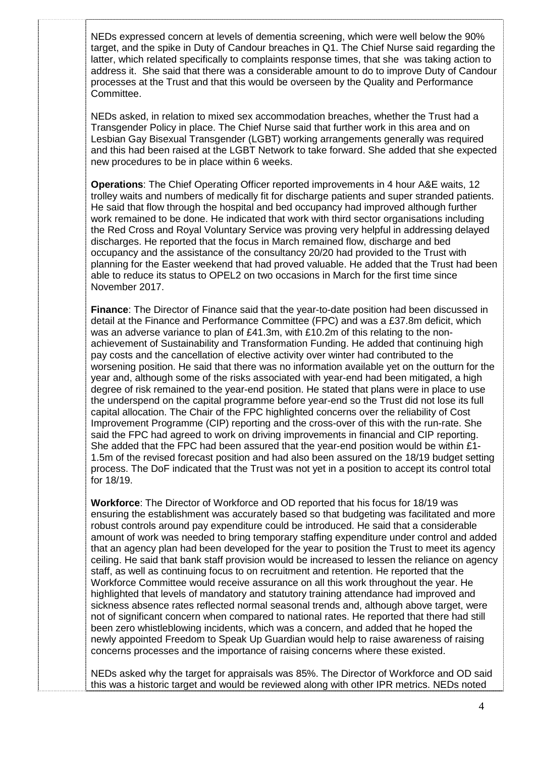NEDs expressed concern at levels of dementia screening, which were well below the 90% target, and the spike in Duty of Candour breaches in Q1. The Chief Nurse said regarding the latter, which related specifically to complaints response times, that she was taking action to address it. She said that there was a considerable amount to do to improve Duty of Candour processes at the Trust and that this would be overseen by the Quality and Performance Committee.

NEDs asked, in relation to mixed sex accommodation breaches, whether the Trust had a Transgender Policy in place. The Chief Nurse said that further work in this area and on Lesbian Gay Bisexual Transgender (LGBT) working arrangements generally was required and this had been raised at the LGBT Network to take forward. She added that she expected new procedures to be in place within 6 weeks.

**Operations**: The Chief Operating Officer reported improvements in 4 hour A&E waits, 12 trolley waits and numbers of medically fit for discharge patients and super stranded patients. He said that flow through the hospital and bed occupancy had improved although further work remained to be done. He indicated that work with third sector organisations including the Red Cross and Royal Voluntary Service was proving very helpful in addressing delayed discharges. He reported that the focus in March remained flow, discharge and bed occupancy and the assistance of the consultancy 20/20 had provided to the Trust with planning for the Easter weekend that had proved valuable. He added that the Trust had been able to reduce its status to OPEL2 on two occasions in March for the first time since November 2017.

**Finance**: The Director of Finance said that the year-to-date position had been discussed in detail at the Finance and Performance Committee (FPC) and was a £37.8m deficit, which was an adverse variance to plan of £41.3m, with £10.2m of this relating to the non-achievement of Sustainability and Transformation Funding. He added that continuing high pay costs and the cancellation of elective activity over winter had contributed to the worsening position. He said that there was no information available yet on the outturn for the year and, although some of the risks associated with year-end had been mitigated, a high degree of risk remained to the year-end position. He stated that plans were in place to use the underspend on the capital programme before year-end so the Trust did not lose its full capital allocation. The Chair of the FPC highlighted concerns over the reliability of Cost Improvement Programme (CIP) reporting and the cross-over of this with the run-rate. She said the FPC had agreed to work on driving improvements in financial and CIP reporting. She added that the FPC had been assured that the year-end position would be within £1-1.5m of the revised forecast position and had also been assured on the 18/19 budget setting process. The DoF indicated that the Trust was not yet in a position to accept its control total for 18/19.

**Workforce**: The Director of Workforce and OD reported that his focus for 18/19 was ensuring the establishment was accurately based so that budgeting was facilitated and more robust controls around pay expenditure could be introduced. He said that a considerable amount of work was needed to bring temporary staffing expenditure under control and added that an agency plan had been developed for the year to position the Trust to meet its agency ceiling. He said that bank staff provision would be increased to lessen the reliance on agency staff, as well as continuing focus to on recruitment and retention. He reported that the Workforce Committee would receive assurance on all this work throughout the year. He highlighted that levels of mandatory and statutory training attendance had improved and sickness absence rates reflected normal seasonal trends and, although above target, were not of significant concern when compared to national rates. He reported that there had still been zero whistleblowing incidents, which was a concern, and added that he hoped the newly appointed Freedom to Speak Up Guardian would help to raise awareness of raising concerns processes and the importance of raising concerns where these existed.

NEDs asked why the target for appraisals was 85%. The Director of Workforce and OD said this was a historic target and would be reviewed along with other IPR metrics. NEDs noted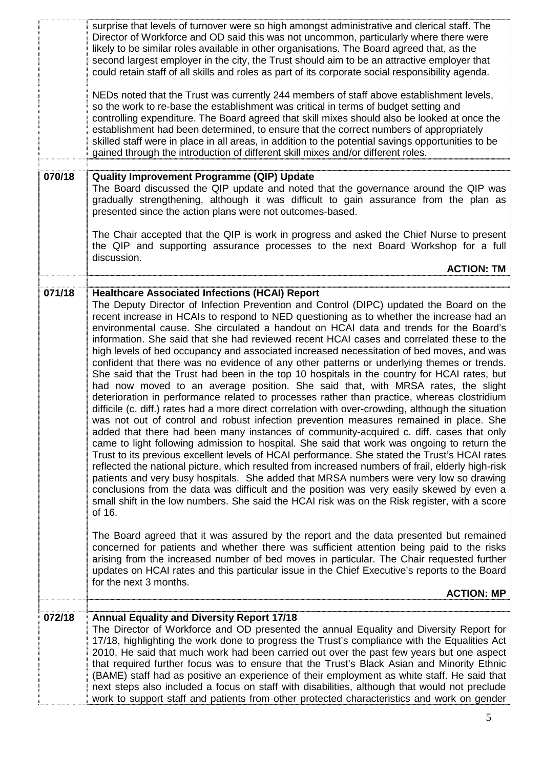|  |  |
|---|---|
|  | surprise that levels of turnover were so high amongst administrative and clerical staff. The Director of Workforce and OD said this was not uncommon, particularly where there were likely to be similar roles available in other organisations. The Board agreed that, as the second largest employer in the city, the Trust should aim to be an attractive employer that could retain staff of all skills and roles as part of its corporate social responsibility agenda.<br><br>NEDs noted that the Trust was currently 244 members of staff above establishment levels, so the work to re-base the establishment was critical in terms of budget setting and controlling expenditure. The Board agreed that skill mixes should also be looked at once the establishment had been determined, to ensure that the correct numbers of appropriately skilled staff were in place in all areas, in addition to the potential savings opportunities to be gained through the introduction of different skill mixes and/or different roles. |
| **070/18** | **Quality Improvement Programme (QIP) Update**<br>The Board discussed the QIP update and noted that the governance around the QIP was gradually strengthening, although it was difficult to gain assurance from the plan as presented since the action plans were not outcomes-based.<br><br>The Chair accepted that the QIP is work in progress and asked the Chief Nurse to present the QIP and supporting assurance processes to the next Board Workshop for a full discussion.<br>**ACTION: TM** |
| **071/18** | **Healthcare Associated Infections (HCAI) Report**<br>The Deputy Director of Infection Prevention and Control (DIPC) updated the Board on the recent increase in HCAIs to respond to NED questioning as to whether the increase had an environmental cause. She circulated a handout on HCAI data and trends for the Board's information. She said that she had reviewed recent HCAI cases and correlated these to the high levels of bed occupancy and associated increased necessitation of bed moves, and was confident that there was no evidence of any other patterns or underlying themes or trends. She said that the Trust had been in the top 10 hospitals in the country for HCAI rates, but had now moved to an average position. She said that, with MRSA rates, the slight deterioration in performance related to processes rather than practice, whereas clostridium difficile (c. diff.) rates had a more direct correlation with over-crowding, although the situation was not out of control and robust infection prevention measures remained in place. She added that there had been many instances of community-acquired c. diff. cases that only came to light following admission to hospital. She said that work was ongoing to return the Trust to its previous excellent levels of HCAI performance. She stated the Trust's HCAI rates reflected the national picture, which resulted from increased numbers of frail, elderly high-risk patients and very busy hospitals. She added that MRSA numbers were very low so drawing conclusions from the data was difficult and the position was very easily skewed by even a small shift in the low numbers. She said the HCAI risk was on the Risk register, with a score of 16.<br><br>The Board agreed that it was assured by the report and the data presented but remained concerned for patients and whether there was sufficient attention being paid to the risks arising from the increased number of bed moves in particular. The Chair requested further updates on HCAI rates and this particular issue in the Chief Executive's reports to the Board for the next 3 months.<br>**ACTION: MP** |
| **072/18** | **Annual Equality and Diversity Report 17/18**<br>The Director of Workforce and OD presented the annual Equality and Diversity Report for 17/18, highlighting the work done to progress the Trust's compliance with the Equalities Act 2010. He said that much work had been carried out over the past few years but one aspect that required further focus was to ensure that the Trust's Black Asian and Minority Ethnic (BAME) staff had as positive an experience of their employment as white staff. He said that next steps also included a focus on staff with disabilities, although that would not preclude work to support staff and patients from other protected characteristics and work on gender |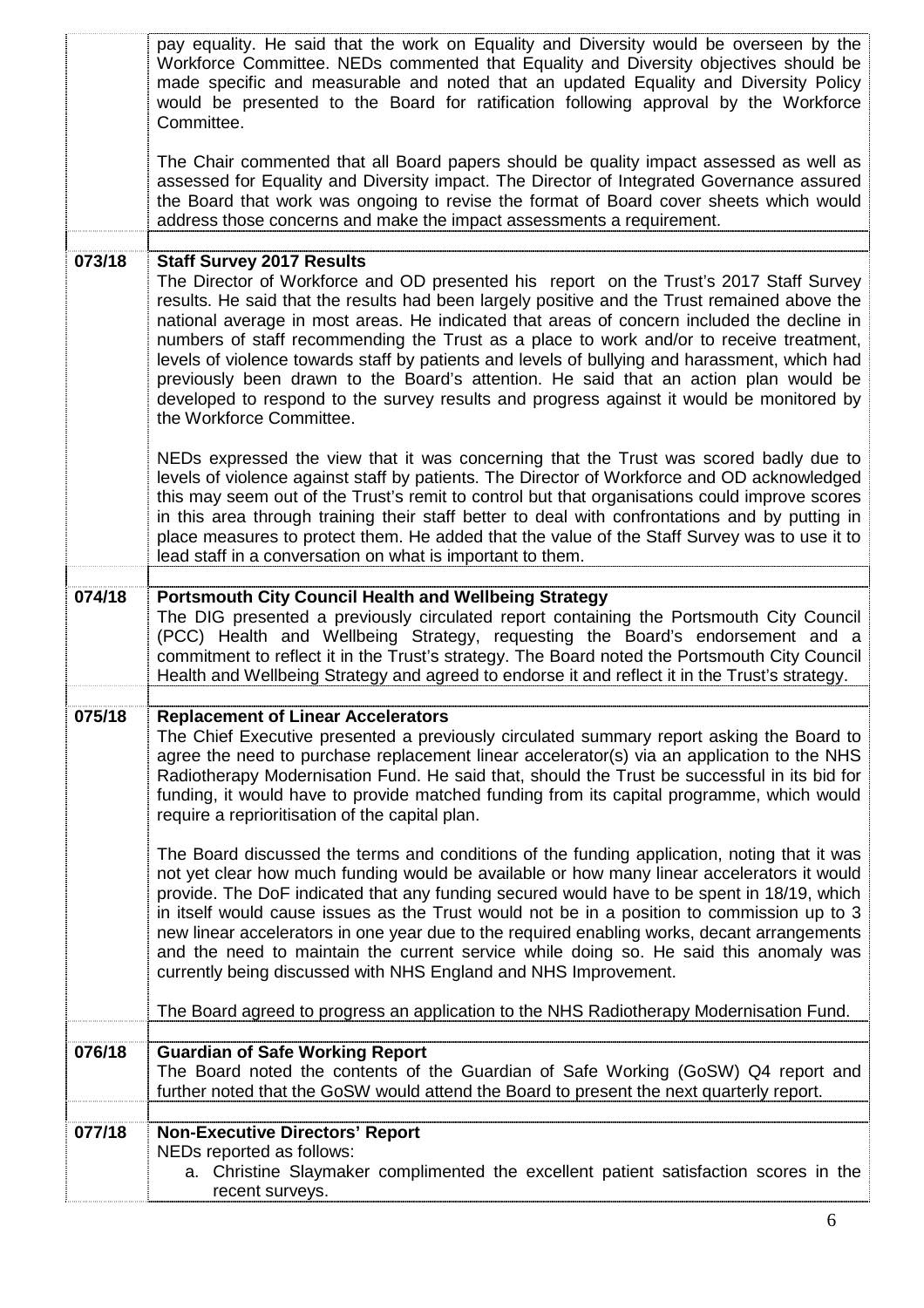| | |
|---|---|
| | pay equality. He said that the work on Equality and Diversity would be overseen by the Workforce Committee. NEDs commented that Equality and Diversity objectives should be made specific and measurable and noted that an updated Equality and Diversity Policy would be presented to the Board for ratification following approval by the Workforce Committee.<br><br>The Chair commented that all Board papers should be quality impact assessed as well as assessed for Equality and Diversity impact. The Director of Integrated Governance assured the Board that work was ongoing to revise the format of Board cover sheets which would address those concerns and make the impact assessments a requirement. |
| **073/18** | **Staff Survey 2017 Results**<br>The Director of Workforce and OD presented his report on the Trust's 2017 Staff Survey results. He said that the results had been largely positive and the Trust remained above the national average in most areas. He indicated that areas of concern included the decline in numbers of staff recommending the Trust as a place to work and/or to receive treatment, levels of violence towards staff by patients and levels of bullying and harassment, which had previously been drawn to the Board's attention. He said that an action plan would be developed to respond to the survey results and progress against it would be monitored by the Workforce Committee.<br><br>NEDs expressed the view that it was concerning that the Trust was scored badly due to levels of violence against staff by patients. The Director of Workforce and OD acknowledged this may seem out of the Trust's remit to control but that organisations could improve scores in this area through training their staff better to deal with confrontations and by putting in place measures to protect them. He added that the value of the Staff Survey was to use it to lead staff in a conversation on what is important to them. |
| **074/18** | **Portsmouth City Council Health and Wellbeing Strategy**<br>The DIG presented a previously circulated report containing the Portsmouth City Council (PCC) Health and Wellbeing Strategy, requesting the Board's endorsement and a commitment to reflect it in the Trust's strategy. The Board noted the Portsmouth City Council Health and Wellbeing Strategy and agreed to endorse it and reflect it in the Trust's strategy. |
| **075/18** | **Replacement of Linear Accelerators**<br>The Chief Executive presented a previously circulated summary report asking the Board to agree the need to purchase replacement linear accelerator(s) via an application to the NHS Radiotherapy Modernisation Fund. He said that, should the Trust be successful in its bid for funding, it would have to provide matched funding from its capital programme, which would require a reprioritisation of the capital plan.<br><br>The Board discussed the terms and conditions of the funding application, noting that it was not yet clear how much funding would be available or how many linear accelerators it would provide. The DoF indicated that any funding secured would have to be spent in 18/19, which in itself would cause issues as the Trust would not be in a position to commission up to 3 new linear accelerators in one year due to the required enabling works, decant arrangements and the need to maintain the current service while doing so. He said this anomaly was currently being discussed with NHS England and NHS Improvement.<br><br>The Board agreed to progress an application to the NHS Radiotherapy Modernisation Fund. |
| **076/18** | **Guardian of Safe Working Report**<br>The Board noted the contents of the Guardian of Safe Working (GoSW) Q4 report and further noted that the GoSW would attend the Board to present the next quarterly report. |
| **077/18** | **Non-Executive Directors' Report**<br>NEDs reported as follows:<br>a. Christine Slaymaker complimented the excellent patient satisfaction scores in the recent surveys. |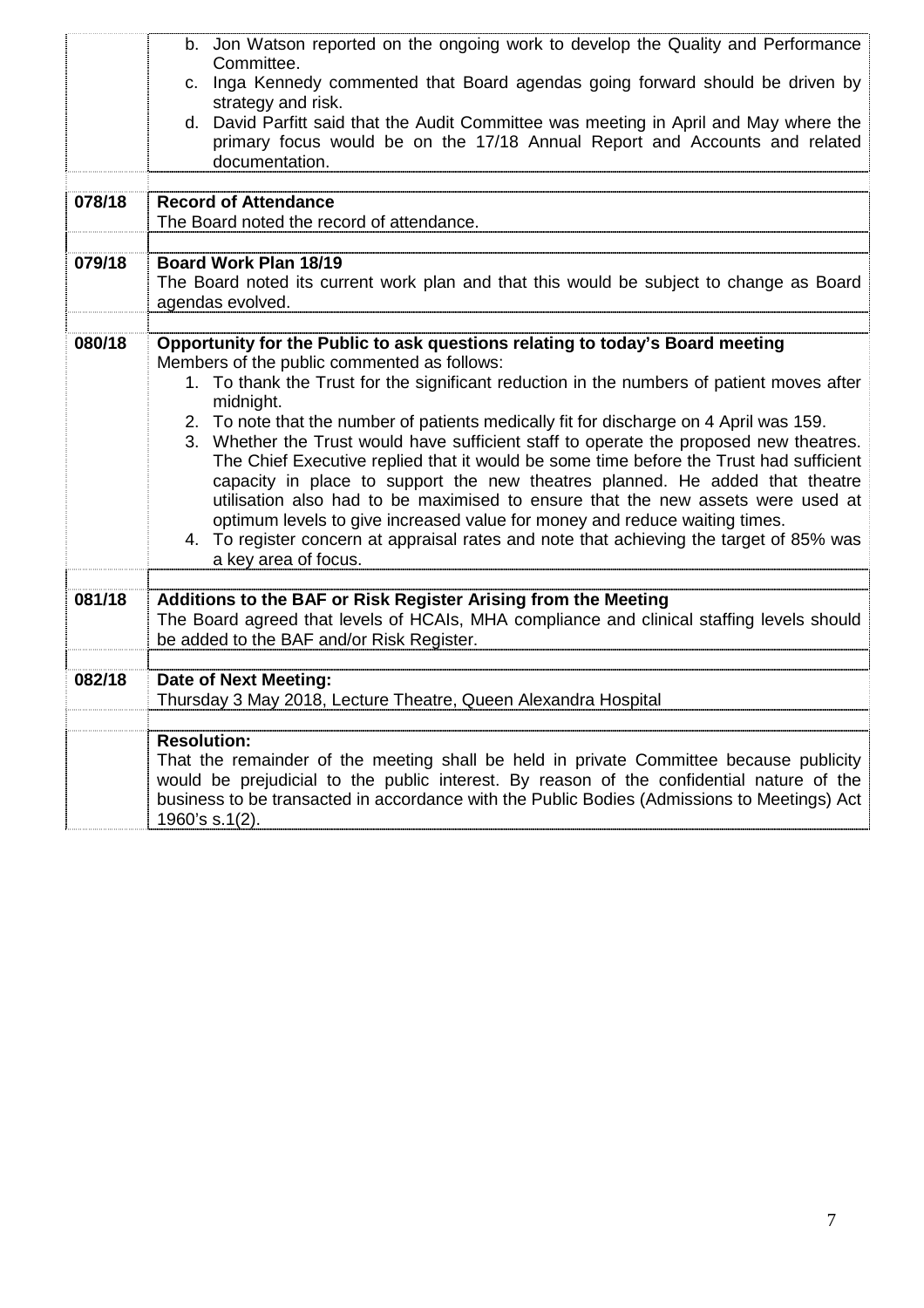| | |
|---|---|
| | b. Jon Watson reported on the ongoing work to develop the Quality and Performance Committee.<br>c. Inga Kennedy commented that Board agendas going forward should be driven by strategy and risk.<br>d. David Parfitt said that the Audit Committee was meeting in April and May where the primary focus would be on the 17/18 Annual Report and Accounts and related documentation. |
| **078/18** | **Record of Attendance**<br>The Board noted the record of attendance. |
| **079/18** | **Board Work Plan 18/19**<br>The Board noted its current work plan and that this would be subject to change as Board agendas evolved. |
| **080/18** | **Opportunity for the Public to ask questions relating to today's Board meeting**<br>Members of the public commented as follows:<br>1. To thank the Trust for the significant reduction in the numbers of patient moves after midnight.<br>2. To note that the number of patients medically fit for discharge on 4 April was 159.<br>3. Whether the Trust would have sufficient staff to operate the proposed new theatres. The Chief Executive replied that it would be some time before the Trust had sufficient capacity in place to support the new theatres planned. He added that theatre utilisation also had to be maximised to ensure that the new assets were used at optimum levels to give increased value for money and reduce waiting times.<br>4. To register concern at appraisal rates and note that achieving the target of 85% was a key area of focus. |
| **081/18** | **Additions to the BAF or Risk Register Arising from the Meeting**<br>The Board agreed that levels of HCAIs, MHA compliance and clinical staffing levels should be added to the BAF and/or Risk Register. |
| **082/18** | **Date of Next Meeting:**<br>Thursday 3 May 2018, Lecture Theatre, Queen Alexandra Hospital |
| | **Resolution:**<br>That the remainder of the meeting shall be held in private Committee because publicity would be prejudicial to the public interest. By reason of the confidential nature of the business to be transacted in accordance with the Public Bodies (Admissions to Meetings) Act 1960's s.1(2). |